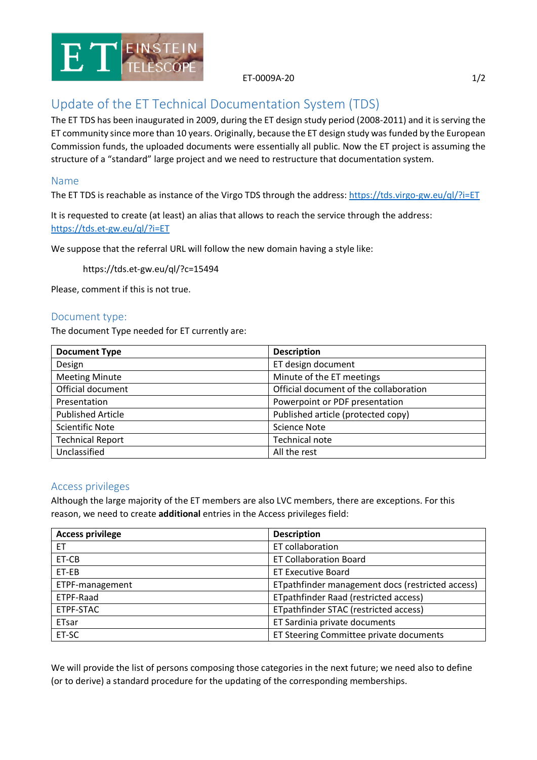# Update of the ET Technical Documentation System (TDS)

The ET TDS has been inaugurated in 2009, during the ET design study period (2008-2011) and it is serving the ET community since more than 10 years. Originally, because the ET design study was funded by the European Commission funds, the uploaded documents were essentially all public. Now the ET project is assuming the structure of a "standard" large project and we need to restructure that documentation system.

## Name

The ET TDS is reachable as instance of the Virgo TDS through the address: https://tds.virgo-gw.eu/ql/?i=ET

It is requested to create (at least) an alias that allows to reach the service through the address: https://tds.et-gw.eu/ql/?i=ET

We suppose that the referral URL will follow the new domain having a style like:

https://tds.et-gw.eu/ql/?c=15494

Please, comment if this is not true.

## Document type:

The document Type needed for ET currently are:

| Document Type | Description |
|---|---|
| Design | ET design document |
| Meeting Minute | Minute of the ET meetings |
| Official document | Official document of the collaboration |
| Presentation | Powerpoint or PDF presentation |
| Published Article | Published article (protected copy) |
| Scientific Note | Science Note |
| Technical Report | Technical note |
| Unclassified | All the rest |

## Access privileges

Although the large majority of the ET members are also LVC members, there are exceptions. For this reason, we need to create **additional** entries in the Access privileges field:

| Access privilege | Description |
|---|---|
| ET | ET collaboration |
| ET-CB | ET Collaboration Board |
| ET-EB | ET Executive Board |
| ETPF-management | ETpathfinder management docs (restricted access) |
| ETPF-Raad | ETpathfinder Raad (restricted access) |
| ETPF-STAC | ETpathfinder STAC (restricted access) |
| ETsar | ET Sardinia private documents |
| ET-SC | ET Steering Committee private documents |

We will provide the list of persons composing those categories in the next future; we need also to define (or to derive) a standard procedure for the updating of the corresponding memberships.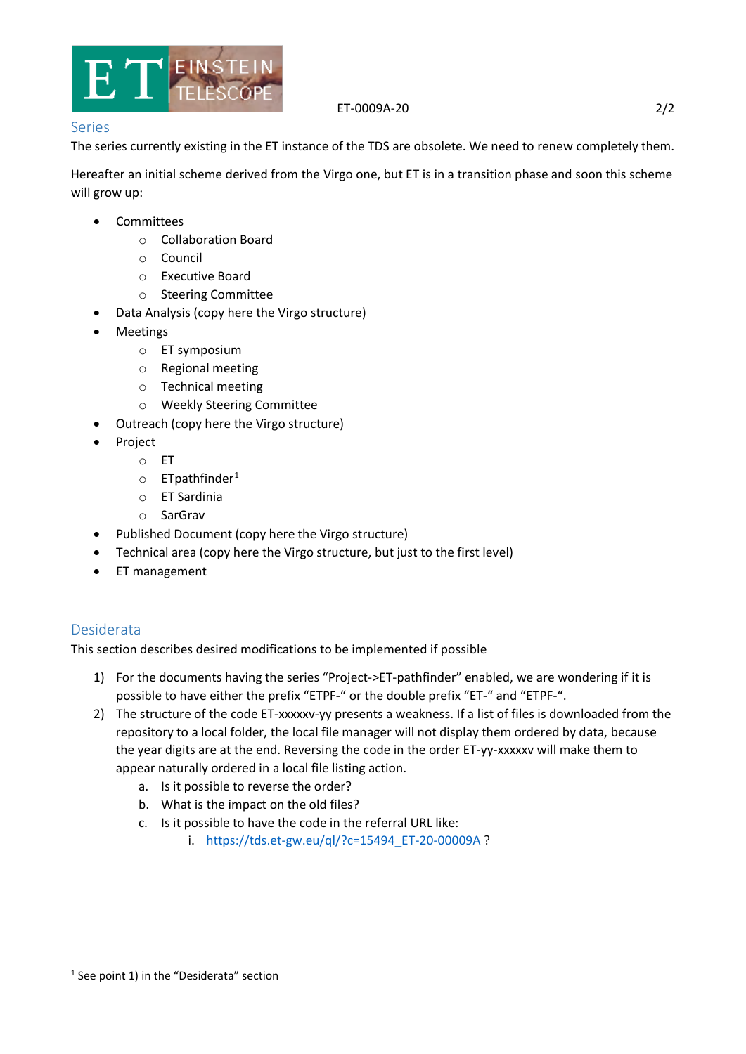## Series

The series currently existing in the ET instance of the TDS are obsolete. We need to renew completely them.

Hereafter an initial scheme derived from the Virgo one, but ET is in a transition phase and soon this scheme will grow up:

- Committees
    - Collaboration Board
    - Council
    - Executive Board
    - Steering Committee
- Data Analysis (copy here the Virgo structure)
- Meetings
    - ET symposium
    - Regional meeting
    - Technical meeting
    - Weekly Steering Committee
- Outreach (copy here the Virgo structure)
- Project
    - ET
    - ETpathfinder[1]
    - ET Sardinia
    - SarGrav
- Published Document (copy here the Virgo structure)
- Technical area (copy here the Virgo structure, but just to the first level)
- ET management

## Desiderata

This section describes desired modifications to be implemented if possible

1) For the documents having the series "Project->ET-pathfinder" enabled, we are wondering if it is possible to have either the prefix "ETPF-" or the double prefix "ET-" and "ETPF-".
2) The structure of the code ET-xxxxxv-yy presents a weakness. If a list of files is downloaded from the repository to a local folder, the local file manager will not display them ordered by data, because the year digits are at the end. Reversing the code in the order ET-yy-xxxxxv will make them to appear naturally ordered in a local file listing action.
    a. Is it possible to reverse the order?
    b. What is the impact on the old files?
    c. Is it possible to have the code in the referral URL like:
        i. https://tds.et-gw.eu/ql/?c=15494_ET-20-00009A ?

[1] See point 1) in the "Desiderata" section